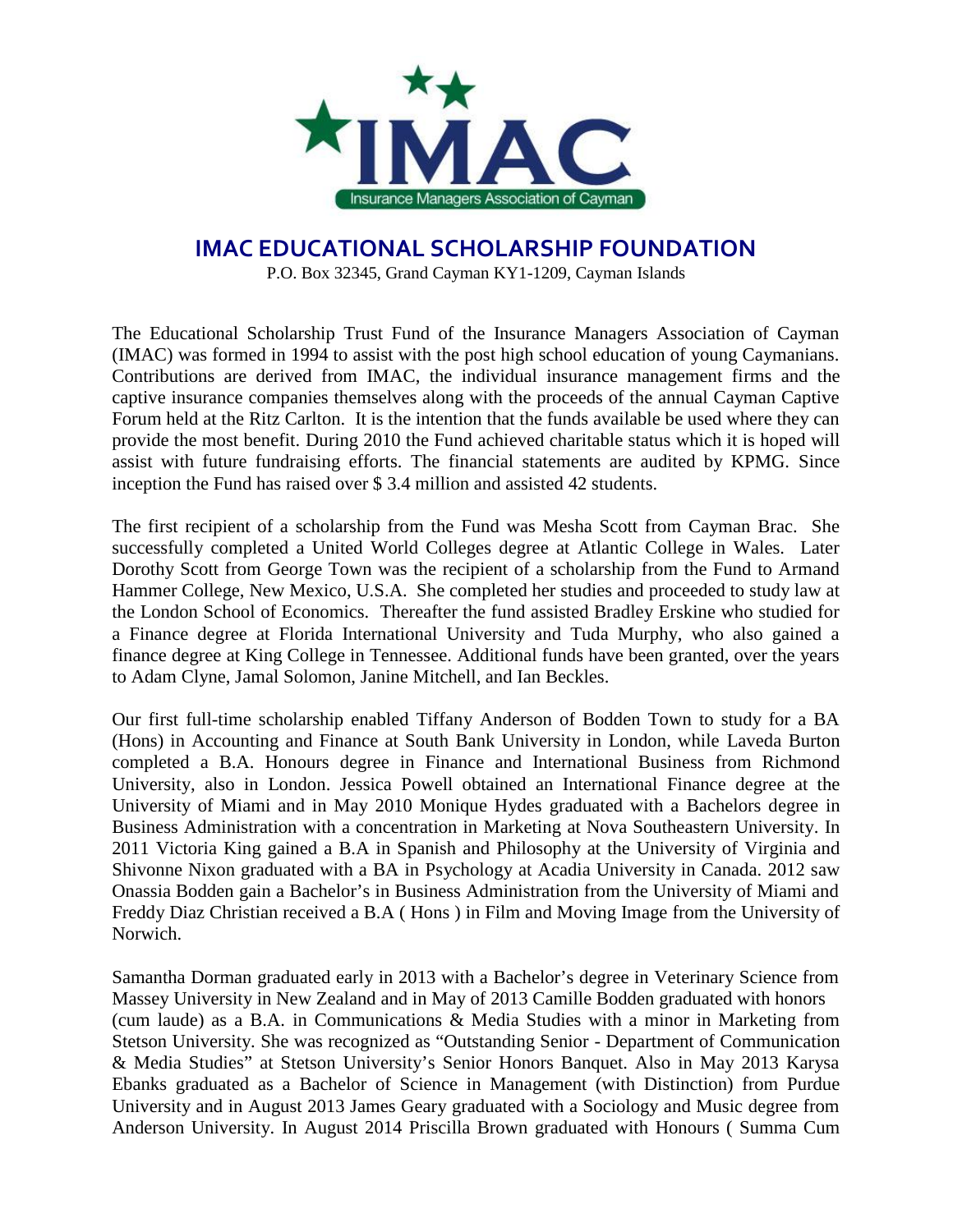# IMAC EDUCATIONAL SCHOLARSHIP FOUNDATION

P.O. Box 32345, Grand Cayman KY1-1209, Cayman Islands

The Educational Scholarship Trust Fund of the Insurance Managers Association of Cayman (IMAC) was formed in 1994 to assist with the post high school education of young Caymanians. Contributions are derived from IMAC, the individual insurance management firms and the captive insurance companies themselves along with the proceeds of the annual Cayman Captive Forum held at the Ritz Carlton. It is the intention that the funds available be used where they can provide the most benefit. During 2010 the Fund achieved charitable status which it is hoped will assist with future fundraising efforts. The financial statements are audited by KPMG. Since inception the Fund has raised over $ 3.4 million and assisted 42 students.

The first recipient of a scholarship from the Fund was Mesha Scott from Cayman Brac. She successfully completed a United World Colleges degree at Atlantic College in Wales. Later Dorothy Scott from George Town was the recipient of a scholarship from the Fund to Armand Hammer College, New Mexico, U.S.A. She completed her studies and proceeded to study law at the London School of Economics. Thereafter the fund assisted Bradley Erskine who studied for a Finance degree at Florida International University and Tuda Murphy, who also gained a finance degree at King College in Tennessee. Additional funds have been granted, over the years to Adam Clyne, Jamal Solomon, Janine Mitchell, and Ian Beckles.

Our first full-time scholarship enabled Tiffany Anderson of Bodden Town to study for a BA (Hons) in Accounting and Finance at South Bank University in London, while Laveda Burton completed a B.A. Honours degree in Finance and International Business from Richmond University, also in London. Jessica Powell obtained an International Finance degree at the University of Miami and in May 2010 Monique Hydes graduated with a Bachelors degree in Business Administration with a concentration in Marketing at Nova Southeastern University. In 2011 Victoria King gained a B.A in Spanish and Philosophy at the University of Virginia and Shivonne Nixon graduated with a BA in Psychology at Acadia University in Canada. 2012 saw Onassia Bodden gain a Bachelor's in Business Administration from the University of Miami and Freddy Diaz Christian received a B.A ( Hons ) in Film and Moving Image from the University of Norwich.

Samantha Dorman graduated early in 2013 with a Bachelor's degree in Veterinary Science from Massey University in New Zealand and in May of 2013 Camille Bodden graduated with honors (cum laude) as a B.A. in Communications & Media Studies with a minor in Marketing from Stetson University. She was recognized as "Outstanding Senior - Department of Communication & Media Studies" at Stetson University's Senior Honors Banquet. Also in May 2013 Karysa Ebanks graduated as a Bachelor of Science in Management (with Distinction) from Purdue University and in August 2013 James Geary graduated with a Sociology and Music degree from Anderson University. In August 2014 Priscilla Brown graduated with Honours ( Summa Cum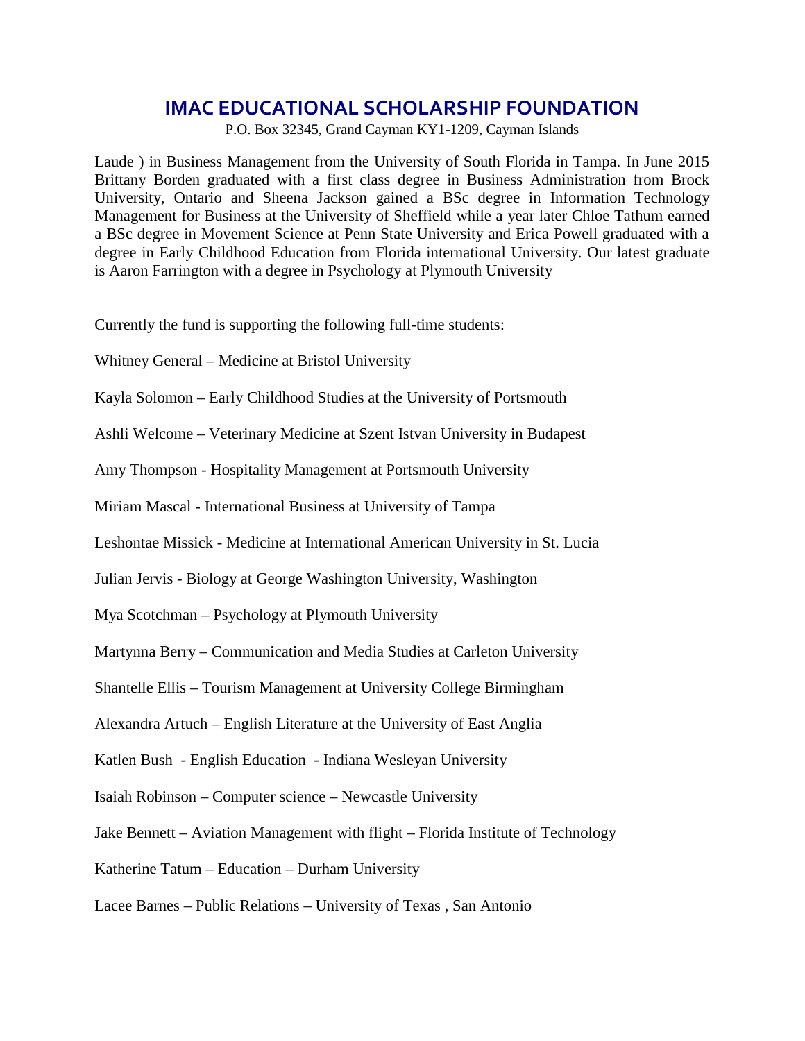# IMAC EDUCATIONAL SCHOLARSHIP FOUNDATION

P.O. Box 32345, Grand Cayman KY1-1209, Cayman Islands

Laude ) in Business Management from the University of South Florida in Tampa. In June 2015 Brittany Borden graduated with a first class degree in Business Administration from Brock University, Ontario and Sheena Jackson gained a BSc degree in Information Technology Management for Business at the University of Sheffield while a year later Chloe Tathum earned a BSc degree in Movement Science at Penn State University and Erica Powell graduated with a degree in Early Childhood Education from Florida international University. Our latest graduate is Aaron Farrington with a degree in Psychology at Plymouth University

Currently the fund is supporting the following full-time students:

Whitney General – Medicine at Bristol University

Kayla Solomon – Early Childhood Studies at the University of Portsmouth

Ashli Welcome – Veterinary Medicine at Szent Istvan University in Budapest

Amy Thompson - Hospitality Management at Portsmouth University

Miriam Mascal - International Business at University of Tampa

Leshontae Missick - Medicine at International American University in St. Lucia

Julian Jervis - Biology at George Washington University, Washington

Mya Scotchman – Psychology at Plymouth University

Martynna Berry – Communication and Media Studies at Carleton University

Shantelle Ellis – Tourism Management at University College Birmingham

Alexandra Artuch – English Literature at the University of East Anglia

Katlen Bush - English Education - Indiana Wesleyan University

Isaiah Robinson – Computer science – Newcastle University

Jake Bennett – Aviation Management with flight – Florida Institute of Technology

Katherine Tatum – Education – Durham University

Lacee Barnes – Public Relations – University of Texas , San Antonio